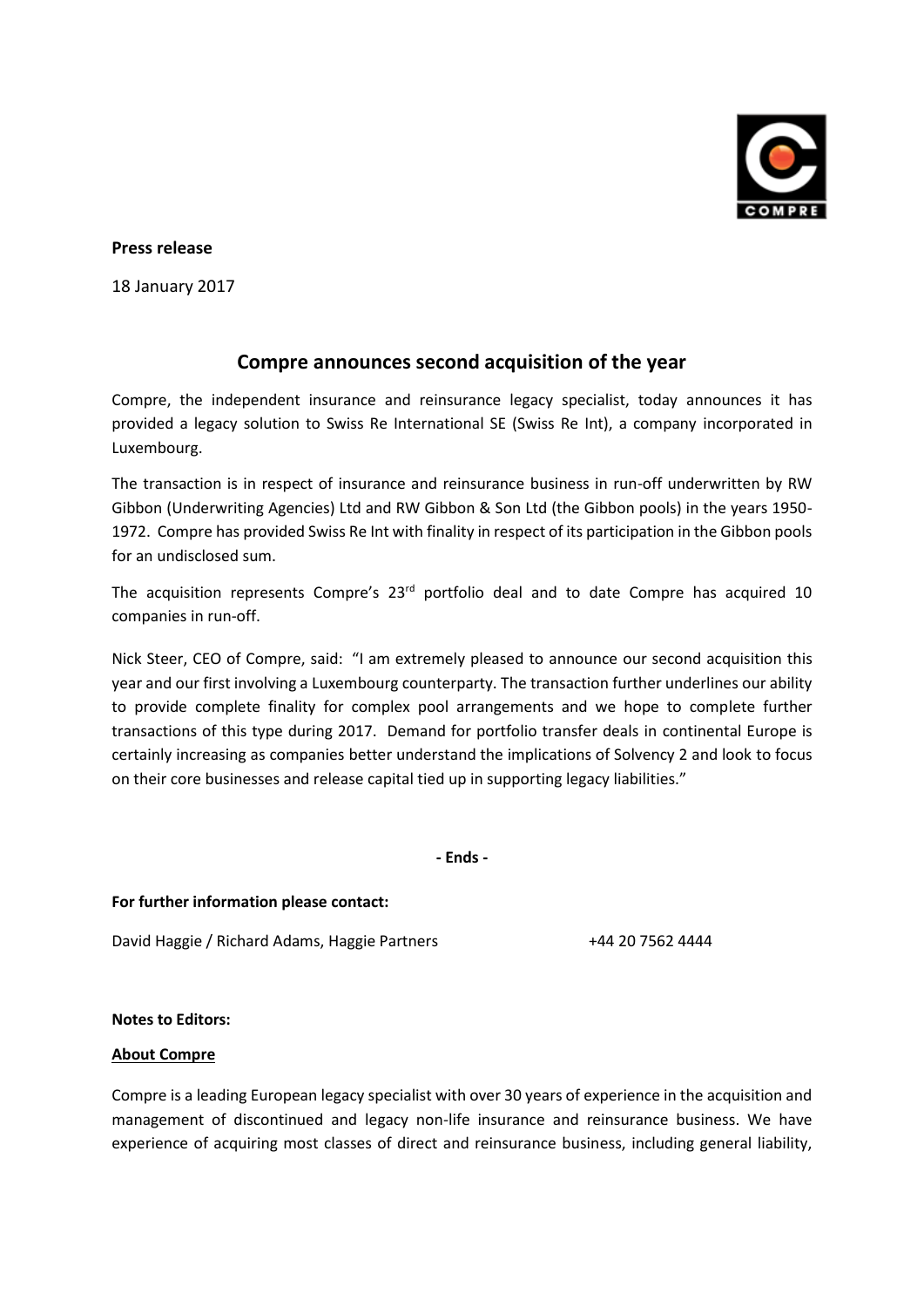**Press release**

18 January 2017

# Compre announces second acquisition of the year

Compre, the independent insurance and reinsurance legacy specialist, today announces it has provided a legacy solution to Swiss Re International SE (Swiss Re Int), a company incorporated in Luxembourg.

The transaction is in respect of insurance and reinsurance business in run-off underwritten by RW Gibbon (Underwriting Agencies) Ltd and RW Gibbon & Son Ltd (the Gibbon pools) in the years 1950-1972. Compre has provided Swiss Re Int with finality in respect of its participation in the Gibbon pools for an undisclosed sum.

The acquisition represents Compre's 23rd portfolio deal and to date Compre has acquired 10 companies in run-off.

Nick Steer, CEO of Compre, said: "I am extremely pleased to announce our second acquisition this year and our first involving a Luxembourg counterparty. The transaction further underlines our ability to provide complete finality for complex pool arrangements and we hope to complete further transactions of this type during 2017. Demand for portfolio transfer deals in continental Europe is certainly increasing as companies better understand the implications of Solvency 2 and look to focus on their core businesses and release capital tied up in supporting legacy liabilities."

**- Ends -**

**For further information please contact:**

David Haggie / Richard Adams, Haggie Partners +44 20 7562 4444

**Notes to Editors:**

**About Compre**

Compre is a leading European legacy specialist with over 30 years of experience in the acquisition and management of discontinued and legacy non-life insurance and reinsurance business. We have experience of acquiring most classes of direct and reinsurance business, including general liability,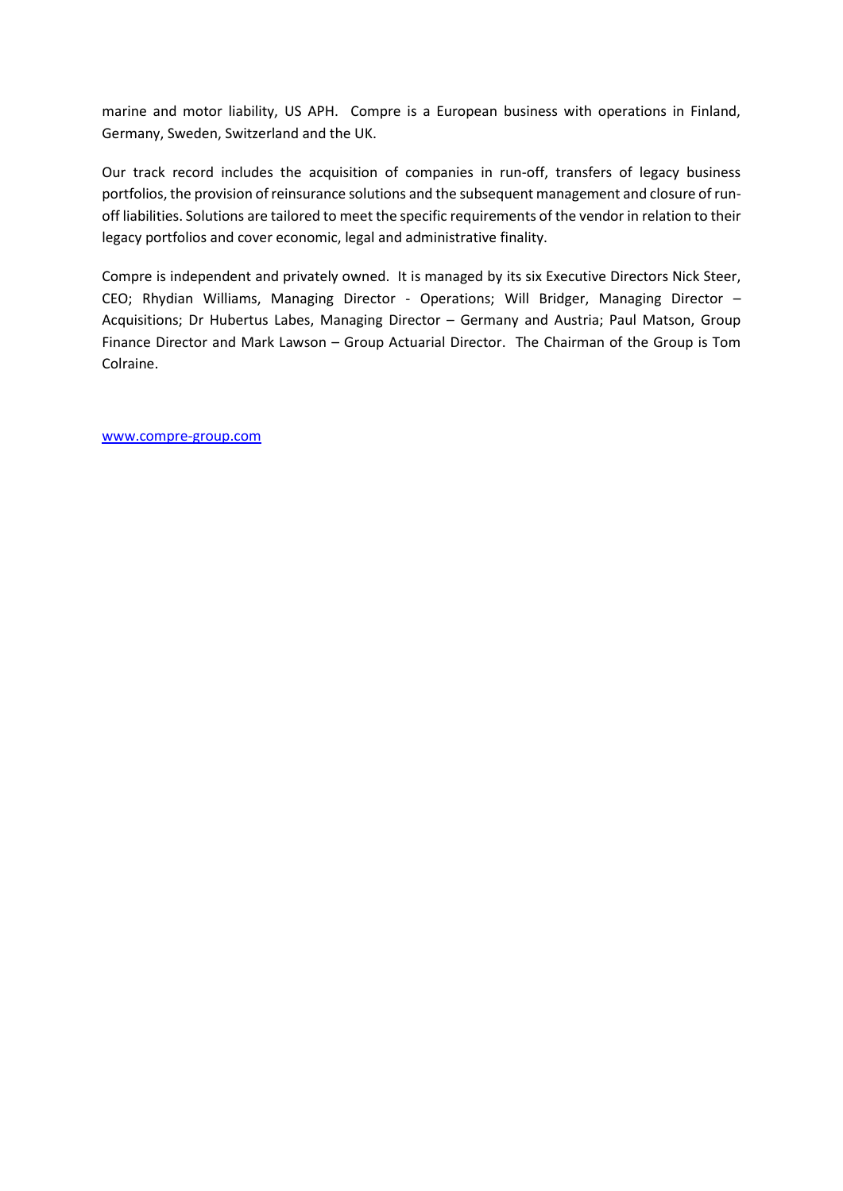marine and motor liability, US APH. Compre is a European business with operations in Finland, Germany, Sweden, Switzerland and the UK.

Our track record includes the acquisition of companies in run-off, transfers of legacy business portfolios, the provision of reinsurance solutions and the subsequent management and closure of run-off liabilities. Solutions are tailored to meet the specific requirements of the vendor in relation to their legacy portfolios and cover economic, legal and administrative finality.

Compre is independent and privately owned. It is managed by its six Executive Directors Nick Steer, CEO; Rhydian Williams, Managing Director - Operations; Will Bridger, Managing Director – Acquisitions; Dr Hubertus Labes, Managing Director – Germany and Austria; Paul Matson, Group Finance Director and Mark Lawson – Group Actuarial Director. The Chairman of the Group is Tom Colraine.

[www.compre-group.com](http://www.compre-group.com)